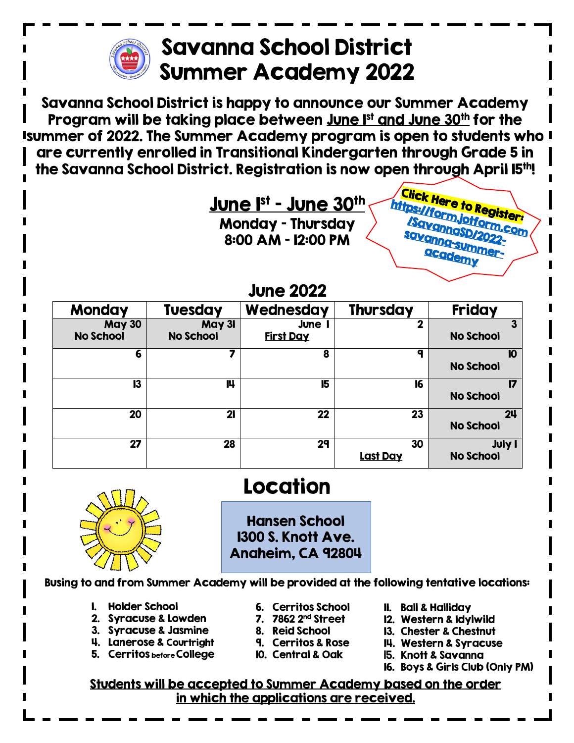# Savanna School District Summer Academy 2022

**Savanna School District is happy to announce our Summer Academy Program will be taking place between June 1st and June 30th for the summer of 2022. The Summer Academy program is open to students who are currently enrolled in Transitional Kindergarten through Grade 5 in the Savanna School District. Registration is now open through April 15th!**

## June 1st - June 30th

**Monday - Thursday**
**8:00 AM - 12:00 PM**

**Click Here to Register:** https://form.jotform.com/SavannaSD/2022-savanna-summer-academy

## June 2022

| Monday | Tuesday | Wednesday | Thursday | Friday |
|---|---|---|---|---|
| May 30 No School | May 31 No School | June 1 First Day | 2 | 3 No School |
| 6 | 7 | 8 | 9 | 10 No School |
| 13 | 14 | 15 | 16 | 17 No School |
| 20 | 21 | 22 | 23 | 24 No School |
| 27 | 28 | 29 | 30 Last Day | July 1 No School |

## Location

**Hansen School**
**1300 S. Knott Ave.**
**Anaheim, CA 92804**

**Busing to and from Summer Academy will be provided at the following tentative locations:**

1. Holder School
2. Syracuse & Lowden
3. Syracuse & Jasmine
4. Lanerose & Courtright
5. Cerritos before College
6. Cerritos School
7. 7862 2nd Street
8. Reid School
9. Cerritos & Rose
10. Central & Oak
11. Ball & Halliday
12. Western & Idylwild
13. Chester & Chestnut
14. Western & Syracuse
15. Knott & Savanna
16. Boys & Girls Club (Only PM)

**Students will be accepted to Summer Academy based on the order in which the applications are received.**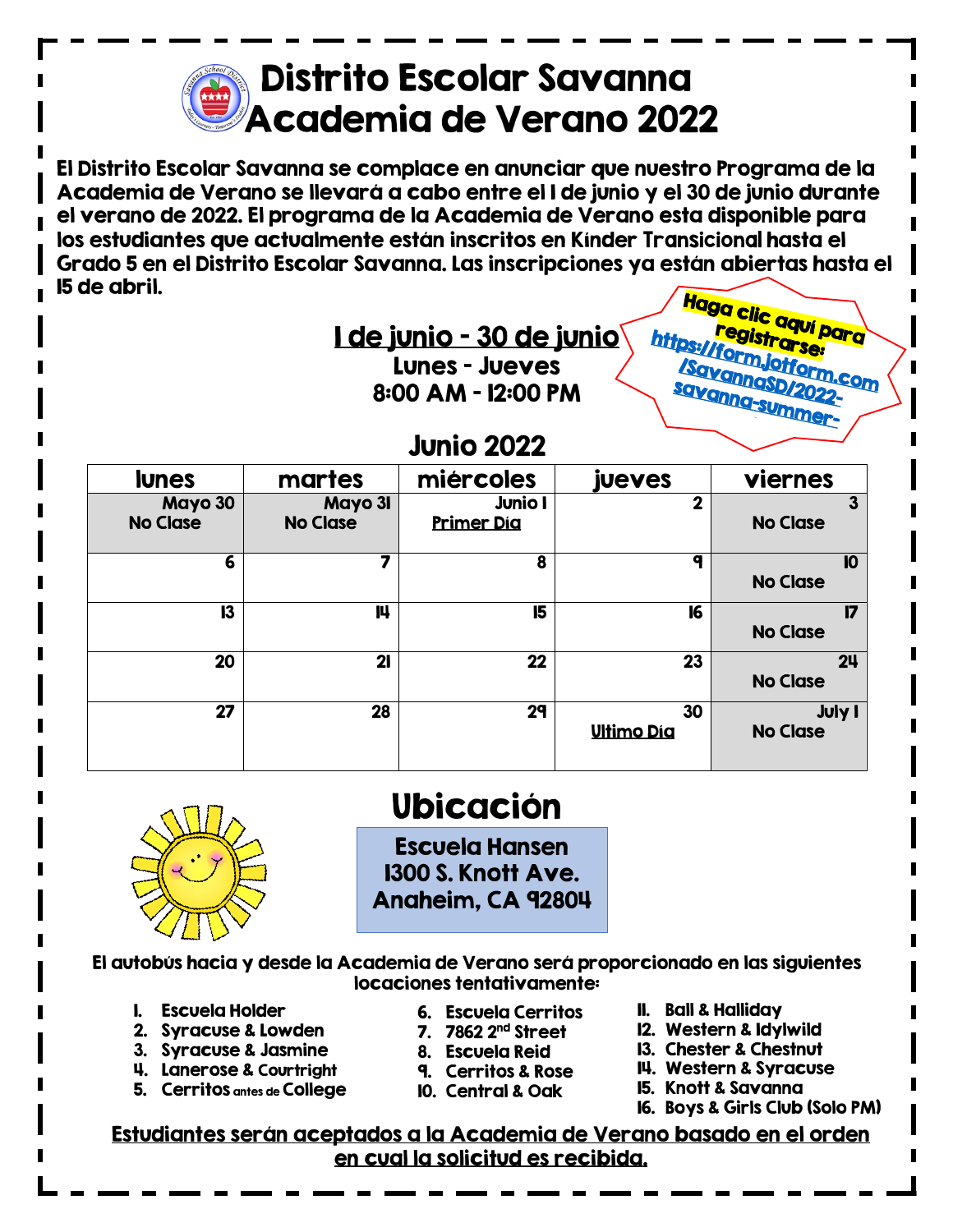# Distrito Escolar Savanna Academia de Verano 2022

**El Distrito Escolar Savanna se complace en anunciar que nuestro Programa de la Academia de Verano se llevará a cabo entre el 1 de junio y el 30 de junio durante el verano de 2022. El programa de la Academia de Verano esta disponible para los estudiantes que actualmente están inscritos en Kínder Transicional hasta el Grado 5 en el Distrito Escolar Savanna. Las inscripciones ya están abiertas hasta el 15 de abril.**

**Haga clic aquí para registrarse:** https://form.jotform.com/SavannaSD/2022-savanna-summer-

**<u>1 de junio - 30 de junio</u>**
**Lunes - Jueves**
**8:00 AM - 12:00 PM**

## Junio 2022

| lunes | martes | miércoles | jueves | viernes |
|---|---|---|---|---|
| Mayo 30 No Clase | Mayo 31 No Clase | Junio 1 Primer Día | 2 | 3 No Clase |
| 6 | 7 | 8 | 9 | 10 No Clase |
| 13 | 14 | 15 | 16 | 17 No Clase |
| 20 | 21 | 22 | 23 | 24 No Clase |
| 27 | 28 | 29 | 30 Ultimo Día | July 1 No Clase |

## Ubicación

**Escuela Hansen**
**1300 S. Knott Ave.**
**Anaheim, CA 92804**

**El autobús hacia y desde la Academia de Verano será proporcionado en las siguientes locaciones tentativamente:**

1. Escuela Holder
2. Syracuse & Lowden
3. Syracuse & Jasmine
4. Lanerose & Courtright
5. Cerritos antes de College
6. Escuela Cerritos
7. 7862 2nd Street
8. Escuela Reid
9. Cerritos & Rose
10. Central & Oak
11. Ball & Halliday
12. Western & Idylwild
13. Chester & Chestnut
14. Western & Syracuse
15. Knott & Savanna
16. Boys & Girls Club (Solo PM)

**<u>Estudiantes serán aceptados a la Academia de Verano basado en el orden en cual la solicitud es recibida.</u>**